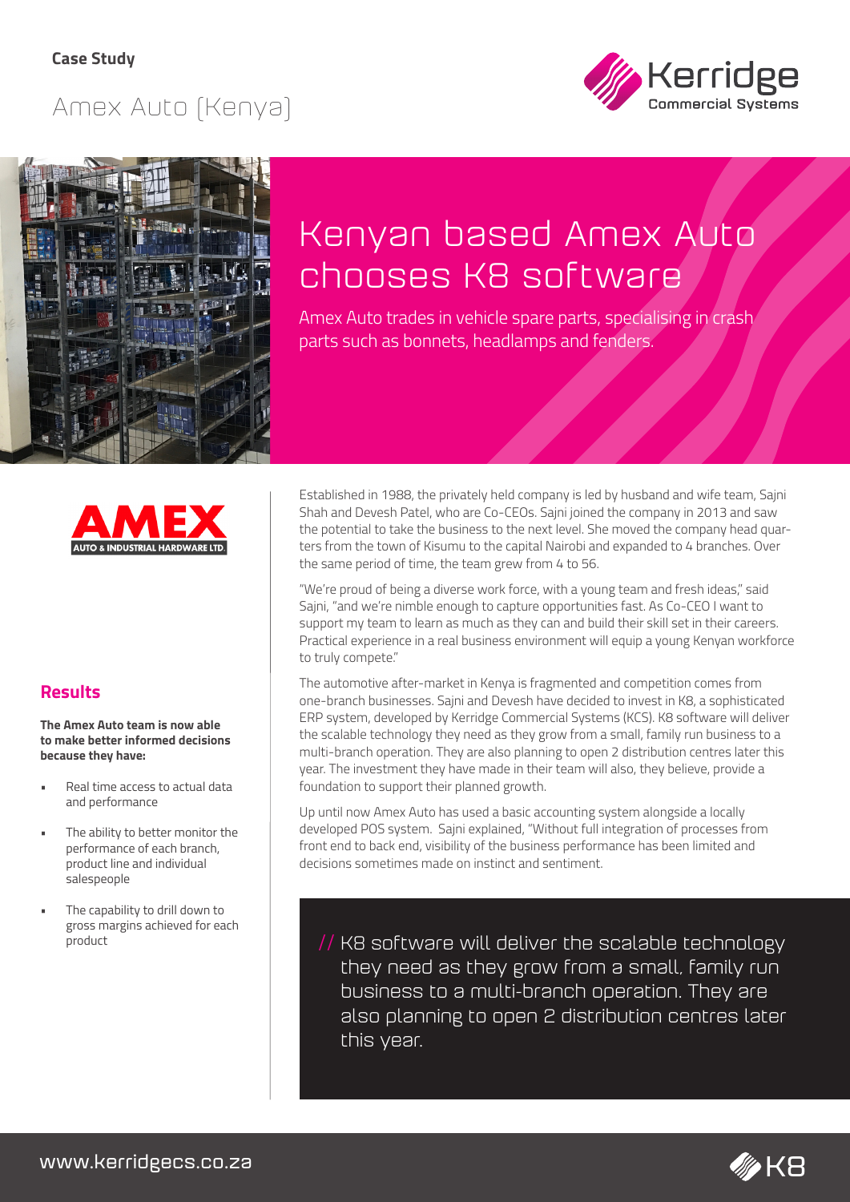**Case Study**

Amex Auto (Kenya)

# Kenyan based Amex Auto chooses K8 software

Amex Auto trades in vehicle spare parts, specialising in crash parts such as bonnets, headlamps and fenders.

AMEX
AUTO & INDUSTRIAL HARDWARE LTD.

Established in 1988, the privately held company is led by husband and wife team, Sajni Shah and Devesh Patel, who are Co-CEOs. Sajni joined the company in 2013 and saw the potential to take the business to the next level. She moved the company head quarters from the town of Kisumu to the capital Nairobi and expanded to 4 branches. Over the same period of time, the team grew from 4 to 56.

"We're proud of being a diverse work force, with a young team and fresh ideas," said Sajni, "and we're nimble enough to capture opportunities fast. As Co-CEO I want to support my team to learn as much as they can and build their skill set in their careers. Practical experience in a real business environment will equip a young Kenyan workforce to truly compete."

The automotive after-market in Kenya is fragmented and competition comes from one-branch businesses. Sajni and Devesh have decided to invest in K8, a sophisticated ERP system, developed by Kerridge Commercial Systems (KCS). K8 software will deliver the scalable technology they need as they grow from a small, family run business to a multi-branch operation. They are also planning to open 2 distribution centres later this year. The investment they have made in their team will also, they believe, provide a foundation to support their planned growth.

Up until now Amex Auto has used a basic accounting system alongside a locally developed POS system. Sajni explained, "Without full integration of processes from front end to back end, visibility of the business performance has been limited and decisions sometimes made on instinct and sentiment.

> // K8 software will deliver the scalable technology they need as they grow from a small, family run business to a multi-branch operation. They are also planning to open 2 distribution centres later this year.

## Results

**The Amex Auto team is now able to make better informed decisions because they have:**

- Real time access to actual data and performance
- The ability to better monitor the performance of each branch, product line and individual salespeople
- The capability to drill down to gross margins achieved for each product

www.kerridgecs.co.za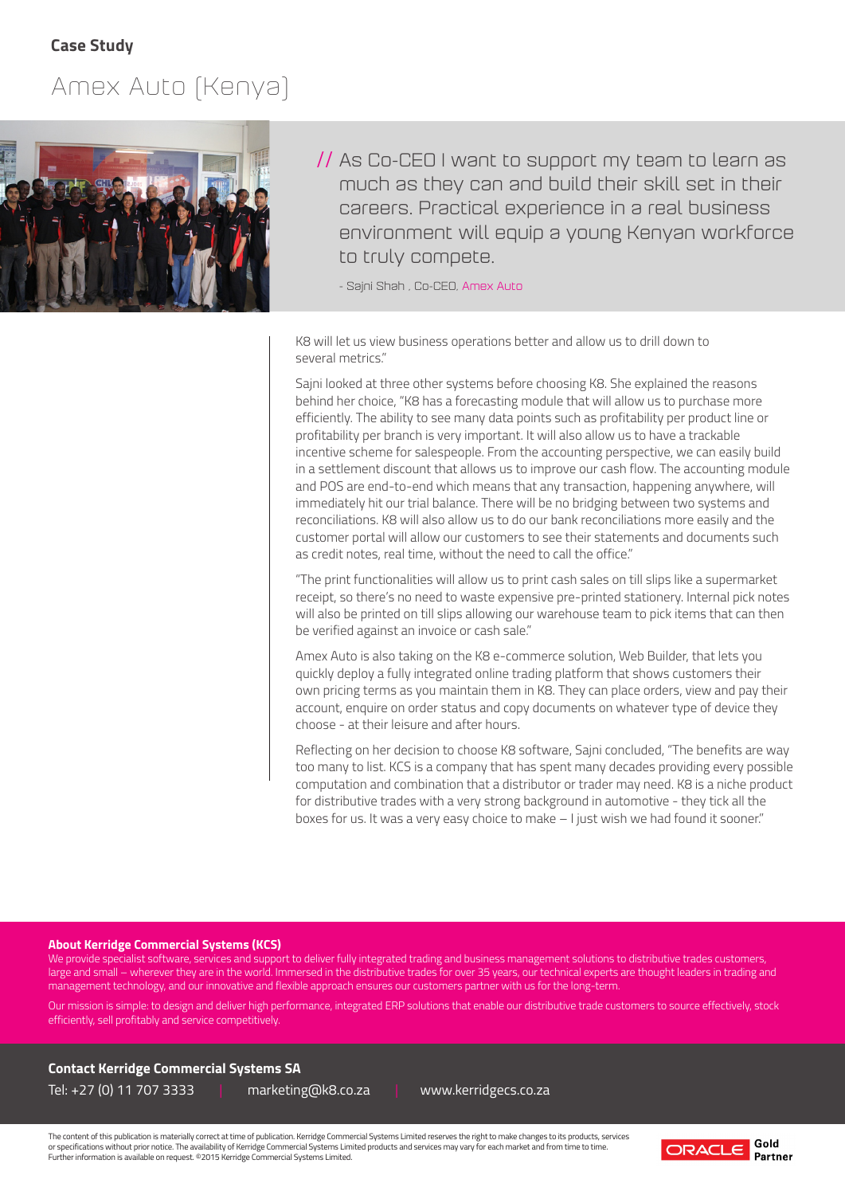**Case Study**

# Amex Auto (Kenya)

// As Co-CEO I want to support my team to learn as much as they can and build their skill set in their careers. Practical experience in a real business environment will equip a young Kenyan workforce to truly compete.

- Sajni Shah , Co-CEO, Amex Auto

K8 will let us view business operations better and allow us to drill down to several metrics."

Sajni looked at three other systems before choosing K8. She explained the reasons behind her choice, "K8 has a forecasting module that will allow us to purchase more efficiently. The ability to see many data points such as profitability per product line or profitability per branch is very important. It will also allow us to have a trackable incentive scheme for salespeople. From the accounting perspective, we can easily build in a settlement discount that allows us to improve our cash flow. The accounting module and POS are end-to-end which means that any transaction, happening anywhere, will immediately hit our trial balance. There will be no bridging between two systems and reconciliations. K8 will also allow us to do our bank reconciliations more easily and the customer portal will allow our customers to see their statements and documents such as credit notes, real time, without the need to call the office."

"The print functionalities will allow us to print cash sales on till slips like a supermarket receipt, so there's no need to waste expensive pre-printed stationery. Internal pick notes will also be printed on till slips allowing our warehouse team to pick items that can then be verified against an invoice or cash sale."

Amex Auto is also taking on the K8 e-commerce solution, Web Builder, that lets you quickly deploy a fully integrated online trading platform that shows customers their own pricing terms as you maintain them in K8. They can place orders, view and pay their account, enquire on order status and copy documents on whatever type of device they choose - at their leisure and after hours.

Reflecting on her decision to choose K8 software, Sajni concluded, "The benefits are way too many to list. KCS is a company that has spent many decades providing every possible computation and combination that a distributor or trader may need. K8 is a niche product for distributive trades with a very strong background in automotive - they tick all the boxes for us. It was a very easy choice to make – I just wish we had found it sooner."

**About Kerridge Commercial Systems (KCS)**

We provide specialist software, services and support to deliver fully integrated trading and business management solutions to distributive trades customers, large and small – wherever they are in the world. Immersed in the distributive trades for over 35 years, our technical experts are thought leaders in trading and management technology, and our innovative and flexible approach ensures our customers partner with us for the long-term.

Our mission is simple: to design and deliver high performance, integrated ERP solutions that enable our distributive trade customers to source effectively, stock efficiently, sell profitably and service competitively.

**Contact Kerridge Commercial Systems SA**

Tel: +27 (0) 11 707 3333 | marketing@k8.co.za | www.kerridgecs.co.za

The content of this publication is materially correct at time of publication. Kerridge Commercial Systems Limited reserves the right to make changes to its products, services or specifications without prior notice. The availability of Kerridge Commercial Systems Limited products and services may vary for each market and from time to time. Further information is available on request. ©2015 Kerridge Commercial Systems Limited.

ORACLE Gold Partner